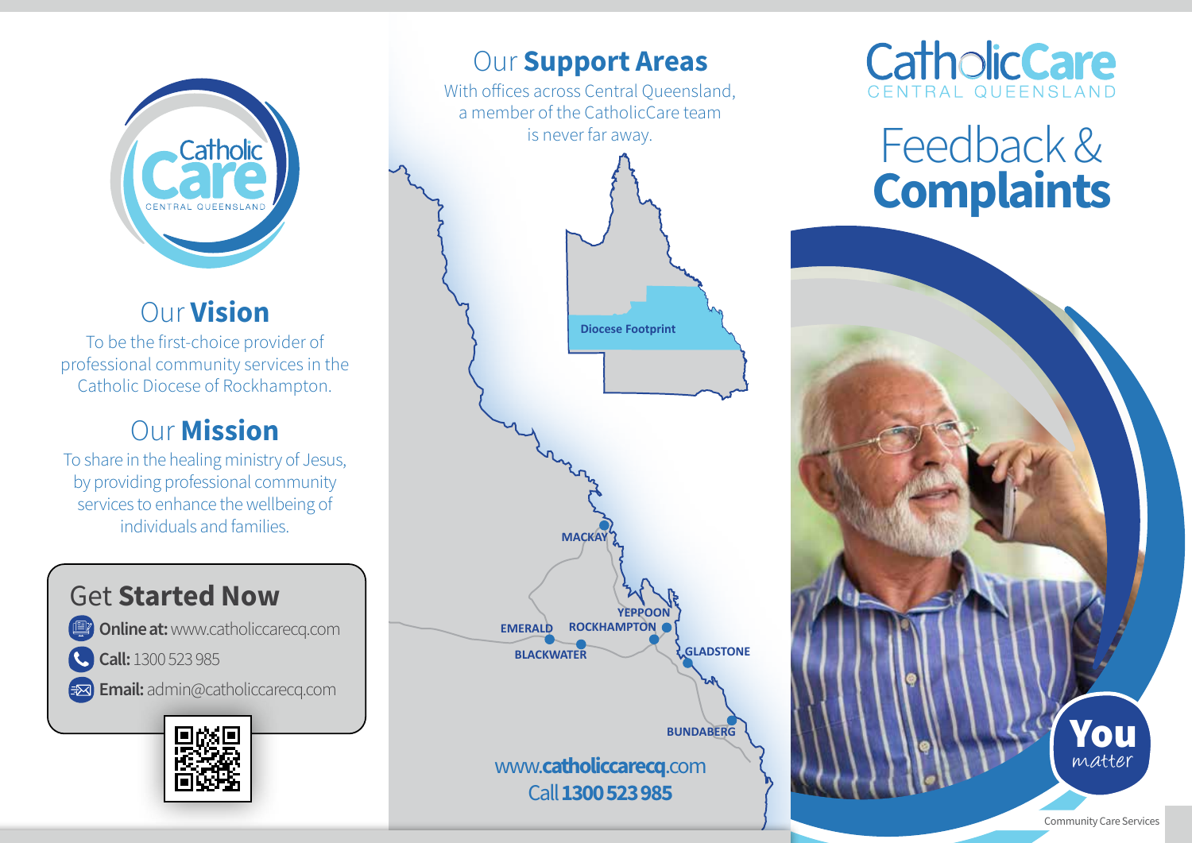CatholicCare
CENTRAL QUEENSLAND

## Our **Vision**

To be the first-choice provider of professional community services in the Catholic Diocese of Rockhampton.

## Our **Mission**

To share in the healing ministry of Jesus, by providing professional community services to enhance the wellbeing of individuals and families.

## Get **Started Now**

- **Online at:** www.catholiccarecq.com
- **Call:** 1300 523 985
- **Email:** admin@catholiccarecq.com

## Our **Support Areas**

With offices across Central Queensland, a member of the CatholicCare team is never far away.

Diocese Footprint

MACKAY, YEPPOON, ROCKHAMPTON, EMERALD, BLACKWATER, GLADSTONE, BUNDABERG

www.**catholiccarecq**.com
Call **1300 523 985**

CatholicCare
CENTRAL QUEENSLAND

# Feedback & **Complaints**

**You** *matter*

Community Care Services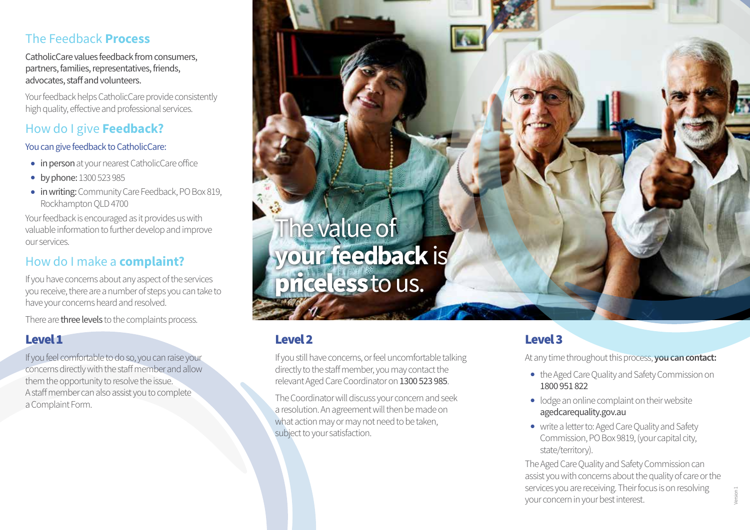## The Feedback **Process**

CatholicCare values feedback from consumers, partners, families, representatives, friends, advocates, staff and volunteers.

Your feedback helps CatholicCare provide consistently high quality, effective and professional services.

## How do I give **Feedback?**

You can give feedback to CatholicCare:

- **in person** at your nearest CatholicCare office
- **by phone:** 1300 523 985
- **in writing:** Community Care Feedback, PO Box 819, Rockhampton QLD 4700

Your feedback is encouraged as it provides us with valuable information to further develop and improve our services.

## How do I make a **complaint?**

If you have concerns about any aspect of the services you receive, there are a number of steps you can take to have your concerns heard and resolved.

There are **three levels** to the complaints process.

### Level 1

If you feel comfortable to do so, you can raise your concerns directly with the staff member and allow them the opportunity to resolve the issue. A staff member can also assist you to complete a Complaint Form.

# The value of **your feedback** is **priceless** to us.

### Level 2

If you still have concerns, or feel uncomfortable talking directly to the staff member, you may contact the relevant Aged Care Coordinator on **1300 523 985**.

The Coordinator will discuss your concern and seek a resolution. An agreement will then be made on what action may or may not need to be taken, subject to your satisfaction.

### Level 3

At any time throughout this process, **you can contact:**

- the Aged Care Quality and Safety Commission on **1800 951 822**
- lodge an online complaint on their website **agedcarequality.gov.au**
- write a letter to: Aged Care Quality and Safety Commission, PO Box 9819, (your capital city, state/territory).

The Aged Care Quality and Safety Commission can assist you with concerns about the quality of care or the services you are receiving. Their focus is on resolving your concern in your best interest.

Version 1